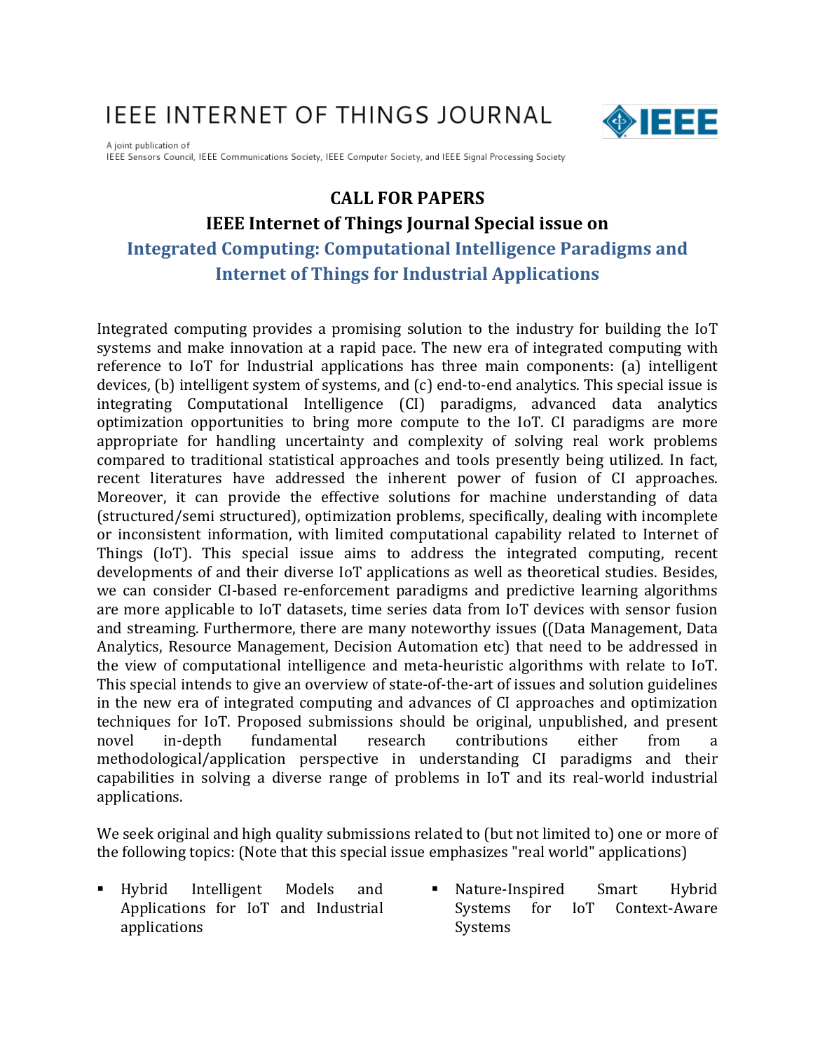# IEEE INTERNET OF THINGS JOURNAL

A joint publication of
IEEE Sensors Council, IEEE Communications Society, IEEE Computer Society, and IEEE Signal Processing Society

## CALL FOR PAPERS

## IEEE Internet of Things Journal Special issue on

## Integrated Computing: Computational Intelligence Paradigms and Internet of Things for Industrial Applications

Integrated computing provides a promising solution to the industry for building the IoT systems and make innovation at a rapid pace. The new era of integrated computing with reference to IoT for Industrial applications has three main components: (a) intelligent devices, (b) intelligent system of systems, and (c) end-to-end analytics. This special issue is integrating Computational Intelligence (CI) paradigms, advanced data analytics optimization opportunities to bring more compute to the IoT. CI paradigms are more appropriate for handling uncertainty and complexity of solving real work problems compared to traditional statistical approaches and tools presently being utilized. In fact, recent literatures have addressed the inherent power of fusion of CI approaches. Moreover, it can provide the effective solutions for machine understanding of data (structured/semi structured), optimization problems, specifically, dealing with incomplete or inconsistent information, with limited computational capability related to Internet of Things (IoT). This special issue aims to address the integrated computing, recent developments of and their diverse IoT applications as well as theoretical studies. Besides, we can consider CI-based re-enforcement paradigms and predictive learning algorithms are more applicable to IoT datasets, time series data from IoT devices with sensor fusion and streaming. Furthermore, there are many noteworthy issues ((Data Management, Data Analytics, Resource Management, Decision Automation etc) that need to be addressed in the view of computational intelligence and meta-heuristic algorithms with relate to IoT. This special intends to give an overview of state-of-the-art of issues and solution guidelines in the new era of integrated computing and advances of CI approaches and optimization techniques for IoT. Proposed submissions should be original, unpublished, and present novel in-depth fundamental research contributions either from a methodological/application perspective in understanding CI paradigms and their capabilities in solving a diverse range of problems in IoT and its real-world industrial applications.

We seek original and high quality submissions related to (but not limited to) one or more of the following topics: (Note that this special issue emphasizes "real world" applications)

- Hybrid Intelligent Models and Applications for IoT and Industrial applications
- Nature-Inspired Smart Hybrid Systems for IoT Context-Aware Systems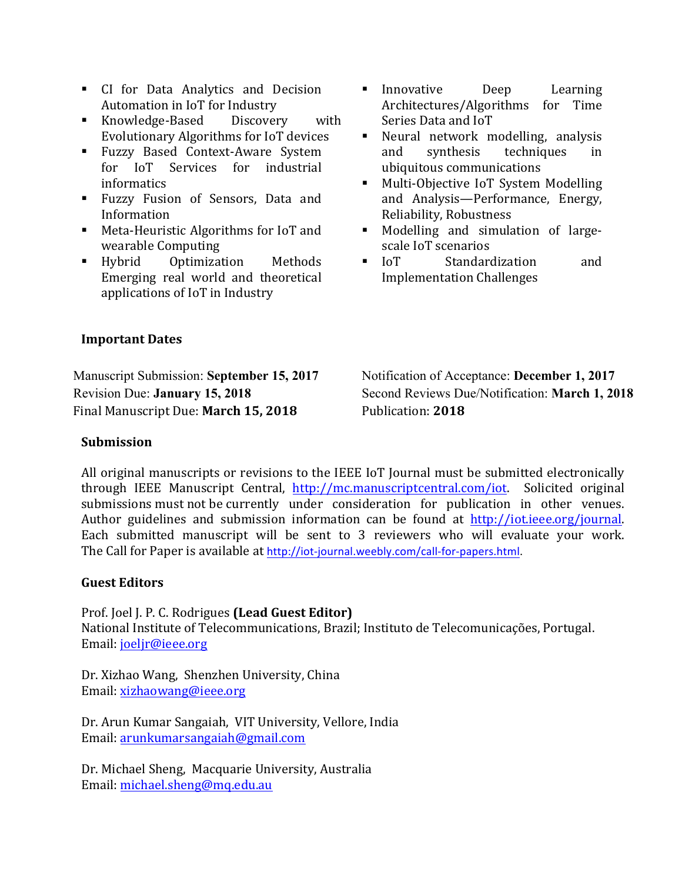- CI for Data Analytics and Decision Automation in IoT for Industry
- Knowledge-Based Discovery with Evolutionary Algorithms for IoT devices
- Fuzzy Based Context-Aware System for IoT Services for industrial informatics
- Fuzzy Fusion of Sensors, Data and Information
- Meta-Heuristic Algorithms for IoT and wearable Computing
- Hybrid Optimization Methods Emerging real world and theoretical applications of IoT in Industry
- Innovative Deep Learning Architectures/Algorithms for Time Series Data and IoT
- Neural network modelling, analysis and synthesis techniques in ubiquitous communications
- Multi-Objective IoT System Modelling and Analysis—Performance, Energy, Reliability, Robustness
- Modelling and simulation of large-scale IoT scenarios
- IoT Standardization and Implementation Challenges

## Important Dates

Manuscript Submission: **September 15, 2017**
Revision Due: **January 15, 2018**
Final Manuscript Due: **March 15, 2018**
Notification of Acceptance: **December 1, 2017**
Second Reviews Due/Notification: **March 1, 2018**
Publication: **2018**

## Submission

All original manuscripts or revisions to the IEEE IoT Journal must be submitted electronically through IEEE Manuscript Central, http://mc.manuscriptcentral.com/iot. Solicited original submissions must not be currently under consideration for publication in other venues. Author guidelines and submission information can be found at http://iot.ieee.org/journal. Each submitted manuscript will be sent to 3 reviewers who will evaluate your work. The Call for Paper is available at http://iot-journal.weebly.com/call-for-papers.html.

## Guest Editors

Prof. Joel J. P. C. Rodrigues **(Lead Guest Editor)**
National Institute of Telecommunications, Brazil; Instituto de Telecomunicações, Portugal.
Email: joeljr@ieee.org

Dr. Xizhao Wang, Shenzhen University, China
Email: xizhaowang@ieee.org

Dr. Arun Kumar Sangaiah, VIT University, Vellore, India
Email: arunkumarsangaiah@gmail.com

Dr. Michael Sheng, Macquarie University, Australia
Email: michael.sheng@mq.edu.au